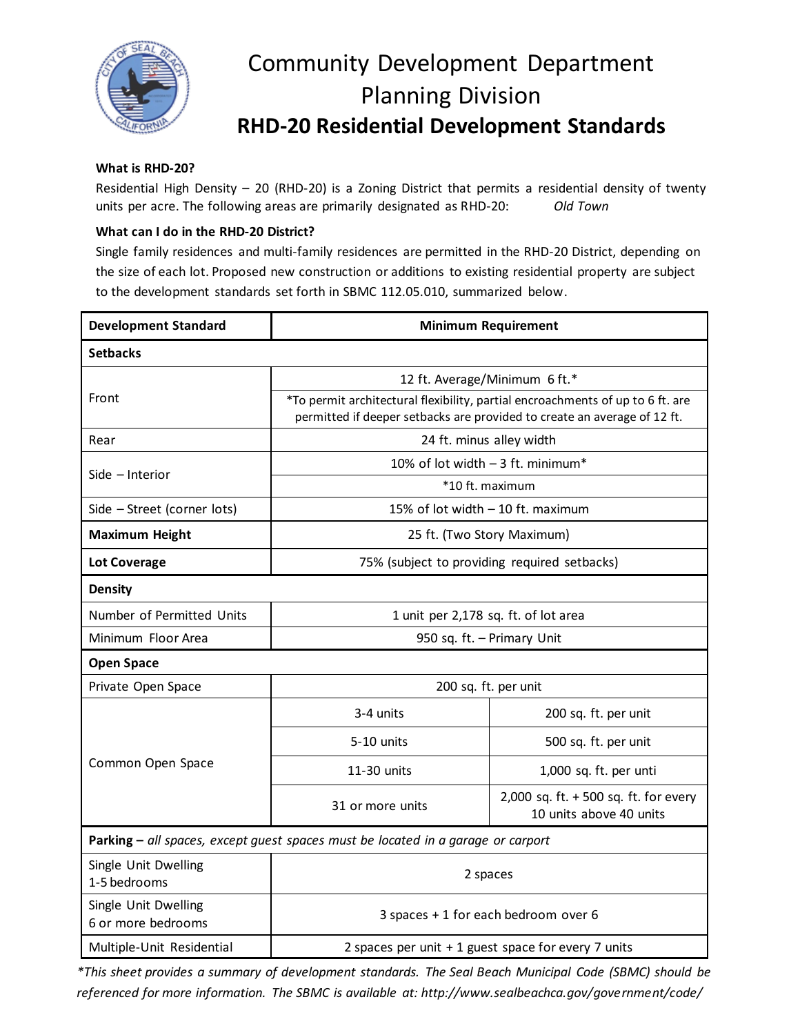# Community Development Department
## Planning Division
## RHD-20 Residential Development Standards

**What is RHD-20?**

Residential High Density – 20 (RHD-20) is a Zoning District that permits a residential density of twenty units per acre. The following areas are primarily designated as RHD-20: *Old Town*

**What can I do in the RHD-20 District?**

Single family residences and multi-family residences are permitted in the RHD-20 District, depending on the size of each lot. Proposed new construction or additions to existing residential property are subject to the development standards set forth in SBMC 112.05.010, summarized below.

| Development Standard | Minimum Requirement | |
|---|---|---|
| **Setbacks** | | |
| Front | 12 ft. Average/Minimum 6 ft.* | |
| | *To permit architectural flexibility, partial encroachments of up to 6 ft. are permitted if deeper setbacks are provided to create an average of 12 ft. | |
| Rear | 24 ft. minus alley width | |
| Side – Interior | 10% of lot width – 3 ft. minimum* | |
| | *10 ft. maximum | |
| Side – Street (corner lots) | 15% of lot width – 10 ft. maximum | |
| **Maximum Height** | 25 ft. (Two Story Maximum) | |
| **Lot Coverage** | 75% (subject to providing required setbacks) | |
| **Density** | | |
| Number of Permitted Units | 1 unit per 2,178 sq. ft. of lot area | |
| Minimum Floor Area | 950 sq. ft. – Primary Unit | |
| **Open Space** | | |
| Private Open Space | 200 sq. ft. per unit | |
| Common Open Space | 3-4 units | 200 sq. ft. per unit |
| | 5-10 units | 500 sq. ft. per unit |
| | 11-30 units | 1,000 sq. ft. per unti |
| | 31 or more units | 2,000 sq. ft. + 500 sq. ft. for every 10 units above 40 units |
| **Parking –** *all spaces, except guest spaces must be located in a garage or carport* | | |
| Single Unit Dwelling 1-5 bedrooms | 2 spaces | |
| Single Unit Dwelling 6 or more bedrooms | 3 spaces + 1 for each bedroom over 6 | |
| Multiple-Unit Residential | 2 spaces per unit + 1 guest space for every 7 units | |

*\*This sheet provides a summary of development standards. The Seal Beach Municipal Code (SBMC) should be referenced for more information. The SBMC is available at: http://www.sealbeachca.gov/government/code/*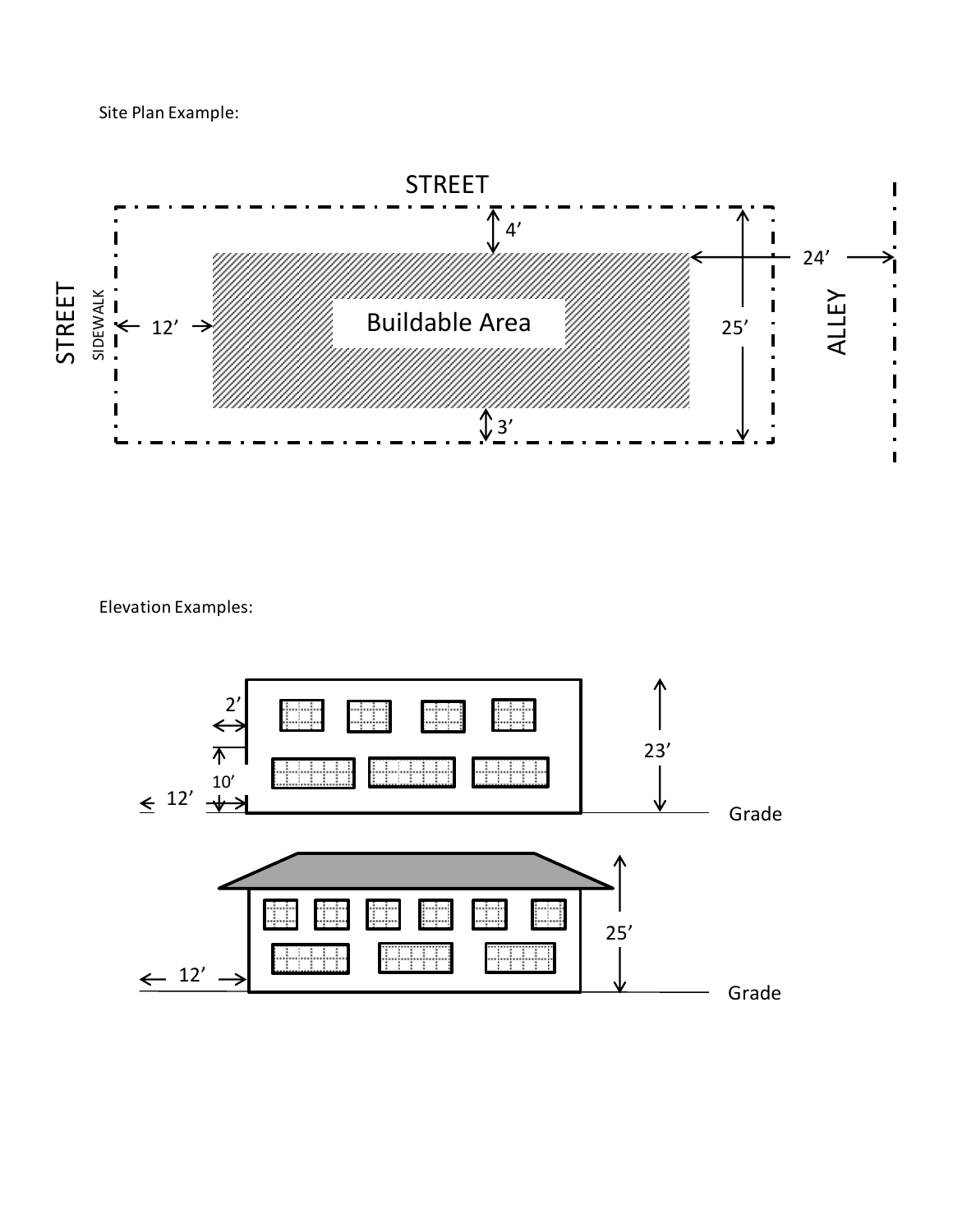Site Plan Example:

STREET

4’

24’

STREET

SIDEWALK

12’

Buildable Area

25’

ALLEY

3’

Elevation Examples:

2’

23’

10’

12’

Grade

25’

12’

Grade